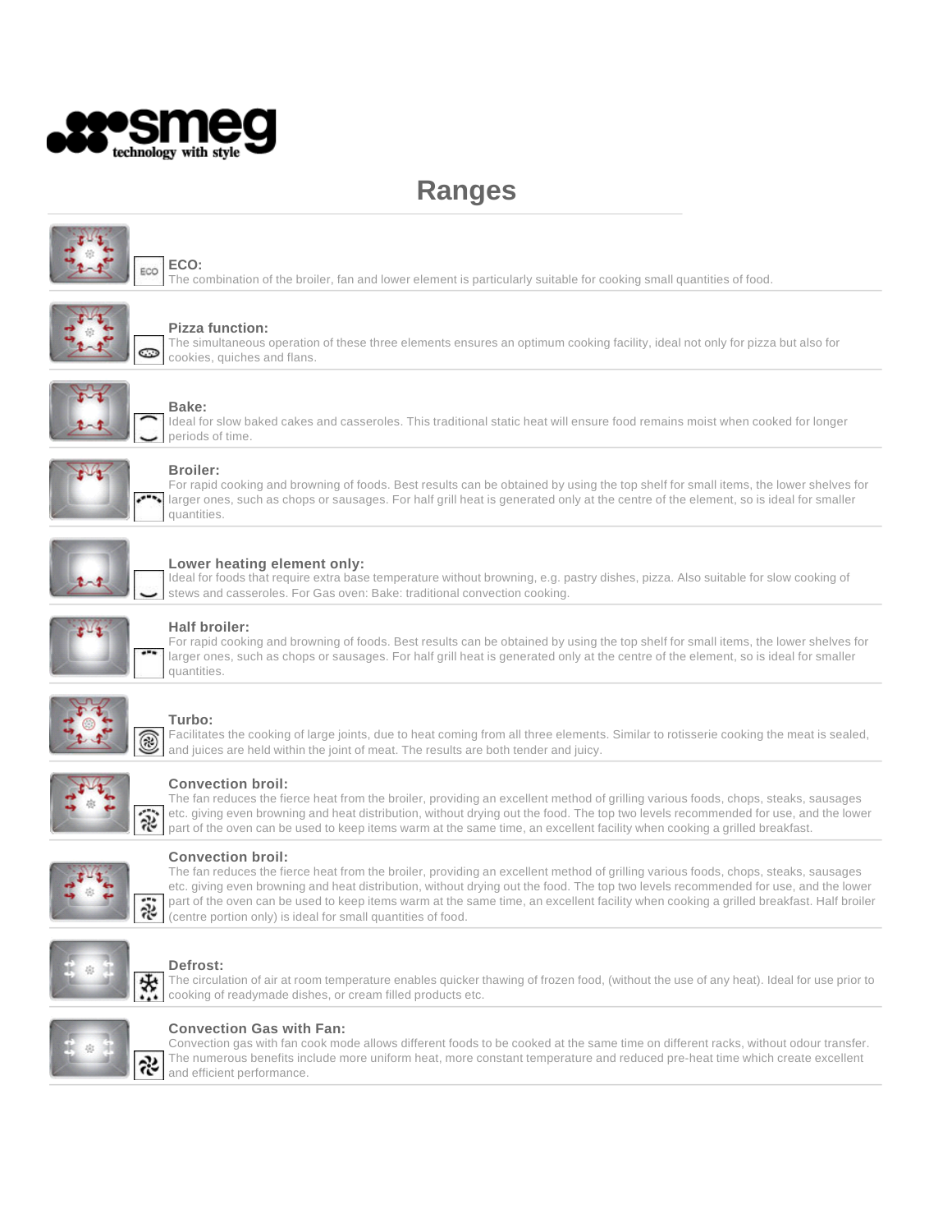smeg
technology with style

# Ranges

**ECO:**
The combination of the broiler, fan and lower element is particularly suitable for cooking small quantities of food.

**Pizza function:**
The simultaneous operation of these three elements ensures an optimum cooking facility, ideal not only for pizza but also for cookies, quiches and flans.

**Bake:**
Ideal for slow baked cakes and casseroles. This traditional static heat will ensure food remains moist when cooked for longer periods of time.

**Broiler:**
For rapid cooking and browning of foods. Best results can be obtained by using the top shelf for small items, the lower shelves for larger ones, such as chops or sausages. For half grill heat is generated only at the centre of the element, so is ideal for smaller quantities.

**Lower heating element only:**
Ideal for foods that require extra base temperature without browning, e.g. pastry dishes, pizza. Also suitable for slow cooking of stews and casseroles. For Gas oven: Bake: traditional convection cooking.

**Half broiler:**
For rapid cooking and browning of foods. Best results can be obtained by using the top shelf for small items, the lower shelves for larger ones, such as chops or sausages. For half grill heat is generated only at the centre of the element, so is ideal for smaller quantities.

**Turbo:**
Facilitates the cooking of large joints, due to heat coming from all three elements. Similar to rotisserie cooking the meat is sealed, and juices are held within the joint of meat. The results are both tender and juicy.

**Convection broil:**
The fan reduces the fierce heat from the broiler, providing an excellent method of grilling various foods, chops, steaks, sausages etc. giving even browning and heat distribution, without drying out the food. The top two levels recommended for use, and the lower part of the oven can be used to keep items warm at the same time, an excellent facility when cooking a grilled breakfast.

**Convection broil:**
The fan reduces the fierce heat from the broiler, providing an excellent method of grilling various foods, chops, steaks, sausages etc. giving even browning and heat distribution, without drying out the food. The top two levels recommended for use, and the lower part of the oven can be used to keep items warm at the same time, an excellent facility when cooking a grilled breakfast. Half broiler (centre portion only) is ideal for small quantities of food.

**Defrost:**
The circulation of air at room temperature enables quicker thawing of frozen food, (without the use of any heat). Ideal for use prior to cooking of readymade dishes, or cream filled products etc.

**Convection Gas with Fan:**
Convection gas with fan cook mode allows different foods to be cooked at the same time on different racks, without odour transfer. The numerous benefits include more uniform heat, more constant temperature and reduced pre-heat time which create excellent and efficient performance.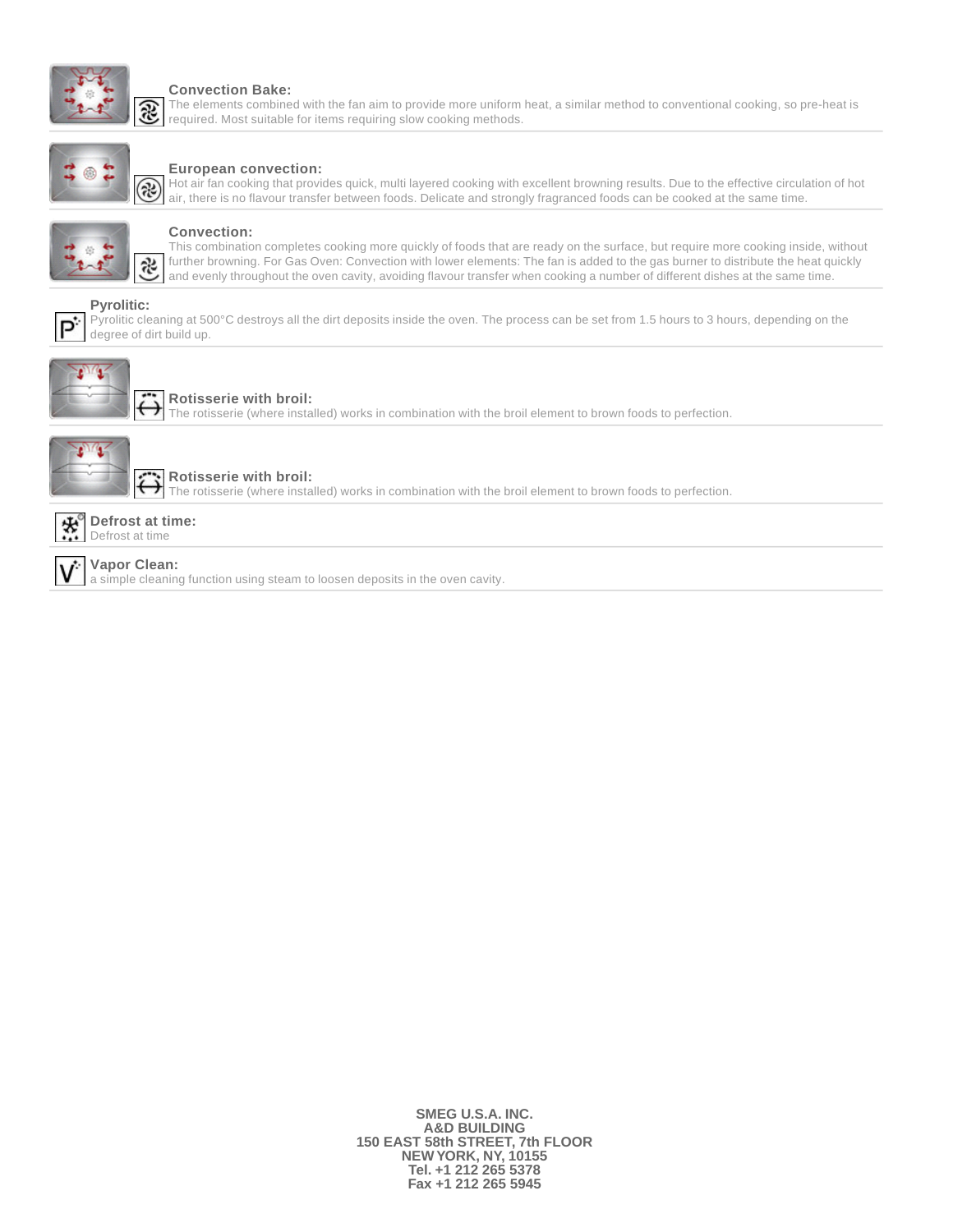**Convection Bake:**
The elements combined with the fan aim to provide more uniform heat, a similar method to conventional cooking, so pre-heat is required. Most suitable for items requiring slow cooking methods.

**European convection:**
Hot air fan cooking that provides quick, multi layered cooking with excellent browning results. Due to the effective circulation of hot air, there is no flavour transfer between foods. Delicate and strongly fragranced foods can be cooked at the same time.

**Convection:**
This combination completes cooking more quickly of foods that are ready on the surface, but require more cooking inside, without further browning. For Gas Oven: Convection with lower elements: The fan is added to the gas burner to distribute the heat quickly and evenly throughout the oven cavity, avoiding flavour transfer when cooking a number of different dishes at the same time.

**Pyrolitic:**
Pyrolitic cleaning at 500°C destroys all the dirt deposits inside the oven. The process can be set from 1.5 hours to 3 hours, depending on the degree of dirt build up.

**Rotisserie with broil:**
The rotisserie (where installed) works in combination with the broil element to brown foods to perfection.

**Rotisserie with broil:**
The rotisserie (where installed) works in combination with the broil element to brown foods to perfection.

**Defrost at time:**
Defrost at time

**Vapor Clean:**
a simple cleaning function using steam to loosen deposits in the oven cavity.

**SMEG U.S.A. INC.**
**A&D BUILDING**
**150 EAST 58th STREET, 7th FLOOR**
**NEW YORK, NY, 10155**
**Tel. +1 212 265 5378**
**Fax +1 212 265 5945**